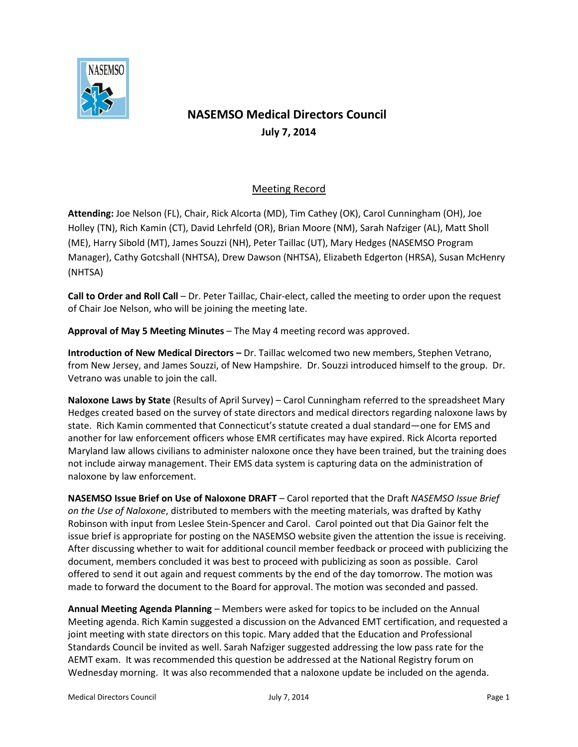# NASEMSO Medical Directors Council

**July 7, 2014**

## Meeting Record

**Attending:** Joe Nelson (FL), Chair, Rick Alcorta (MD), Tim Cathey (OK), Carol Cunningham (OH), Joe Holley (TN), Rich Kamin (CT), David Lehrfeld (OR), Brian Moore (NM), Sarah Nafziger (AL), Matt Sholl (ME), Harry Sibold (MT), James Souzzi (NH), Peter Taillac (UT), Mary Hedges (NASEMSO Program Manager), Cathy Gotcshall (NHTSA), Drew Dawson (NHTSA), Elizabeth Edgerton (HRSA), Susan McHenry (NHTSA)

**Call to Order and Roll Call** – Dr. Peter Taillac, Chair-elect, called the meeting to order upon the request of Chair Joe Nelson, who will be joining the meeting late.

**Approval of May 5 Meeting Minutes** – The May 4 meeting record was approved.

**Introduction of New Medical Directors –** Dr. Taillac welcomed two new members, Stephen Vetrano, from New Jersey, and James Souzzi, of New Hampshire. Dr. Souzzi introduced himself to the group. Dr. Vetrano was unable to join the call.

**Naloxone Laws by State** (Results of April Survey) – Carol Cunningham referred to the spreadsheet Mary Hedges created based on the survey of state directors and medical directors regarding naloxone laws by state. Rich Kamin commented that Connecticut's statute created a dual standard—one for EMS and another for law enforcement officers whose EMR certificates may have expired. Rick Alcorta reported Maryland law allows civilians to administer naloxone once they have been trained, but the training does not include airway management. Their EMS data system is capturing data on the administration of naloxone by law enforcement.

**NASEMSO Issue Brief on Use of Naloxone DRAFT** – Carol reported that the Draft *NASEMSO Issue Brief on the Use of Naloxone*, distributed to members with the meeting materials, was drafted by Kathy Robinson with input from Leslee Stein-Spencer and Carol. Carol pointed out that Dia Gainor felt the issue brief is appropriate for posting on the NASEMSO website given the attention the issue is receiving. After discussing whether to wait for additional council member feedback or proceed with publicizing the document, members concluded it was best to proceed with publicizing as soon as possible. Carol offered to send it out again and request comments by the end of the day tomorrow. The motion was made to forward the document to the Board for approval. The motion was seconded and passed.

**Annual Meeting Agenda Planning** – Members were asked for topics to be included on the Annual Meeting agenda. Rich Kamin suggested a discussion on the Advanced EMT certification, and requested a joint meeting with state directors on this topic. Mary added that the Education and Professional Standards Council be invited as well. Sarah Nafziger suggested addressing the low pass rate for the AEMT exam. It was recommended this question be addressed at the National Registry forum on Wednesday morning. It was also recommended that a naloxone update be included on the agenda.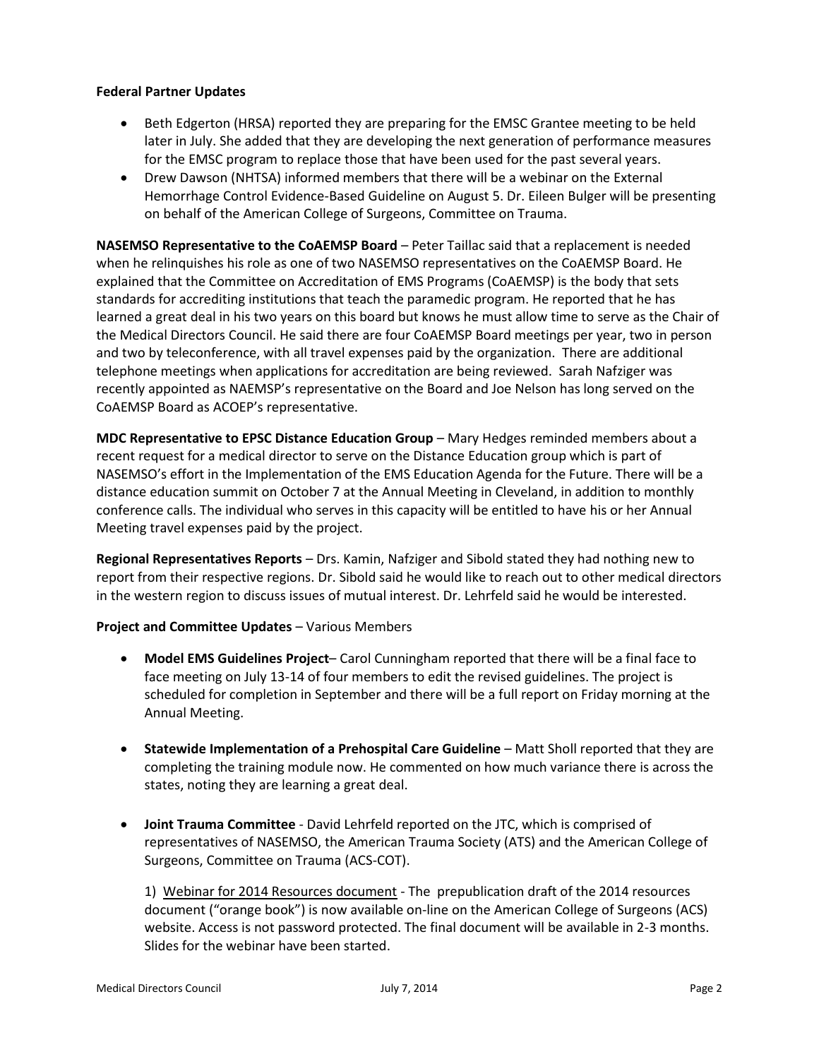**Federal Partner Updates**

- Beth Edgerton (HRSA) reported they are preparing for the EMSC Grantee meeting to be held later in July. She added that they are developing the next generation of performance measures for the EMSC program to replace those that have been used for the past several years.
- Drew Dawson (NHTSA) informed members that there will be a webinar on the External Hemorrhage Control Evidence-Based Guideline on August 5. Dr. Eileen Bulger will be presenting on behalf of the American College of Surgeons, Committee on Trauma.

**NASEMSO Representative to the CoAEMSP Board** – Peter Taillac said that a replacement is needed when he relinquishes his role as one of two NASEMSO representatives on the CoAEMSP Board. He explained that the Committee on Accreditation of EMS Programs (CoAEMSP) is the body that sets standards for accrediting institutions that teach the paramedic program. He reported that he has learned a great deal in his two years on this board but knows he must allow time to serve as the Chair of the Medical Directors Council. He said there are four CoAEMSP Board meetings per year, two in person and two by teleconference, with all travel expenses paid by the organization. There are additional telephone meetings when applications for accreditation are being reviewed. Sarah Nafziger was recently appointed as NAEMSP's representative on the Board and Joe Nelson has long served on the CoAEMSP Board as ACOEP's representative.

**MDC Representative to EPSC Distance Education Group** – Mary Hedges reminded members about a recent request for a medical director to serve on the Distance Education group which is part of NASEMSO's effort in the Implementation of the EMS Education Agenda for the Future. There will be a distance education summit on October 7 at the Annual Meeting in Cleveland, in addition to monthly conference calls. The individual who serves in this capacity will be entitled to have his or her Annual Meeting travel expenses paid by the project.

**Regional Representatives Reports** – Drs. Kamin, Nafziger and Sibold stated they had nothing new to report from their respective regions. Dr. Sibold said he would like to reach out to other medical directors in the western region to discuss issues of mutual interest. Dr. Lehrfeld said he would be interested.

**Project and Committee Updates** – Various Members

- **Model EMS Guidelines Project**– Carol Cunningham reported that there will be a final face to face meeting on July 13-14 of four members to edit the revised guidelines. The project is scheduled for completion in September and there will be a full report on Friday morning at the Annual Meeting.

- **Statewide Implementation of a Prehospital Care Guideline** – Matt Sholl reported that they are completing the training module now. He commented on how much variance there is across the states, noting they are learning a great deal.

- **Joint Trauma Committee** - David Lehrfeld reported on the JTC, which is comprised of representatives of NASEMSO, the American Trauma Society (ATS) and the American College of Surgeons, Committee on Trauma (ACS-COT).

  1) Webinar for 2014 Resources document - The prepublication draft of the 2014 resources document ("orange book") is now available on-line on the American College of Surgeons (ACS) website. Access is not password protected. The final document will be available in 2-3 months. Slides for the webinar have been started.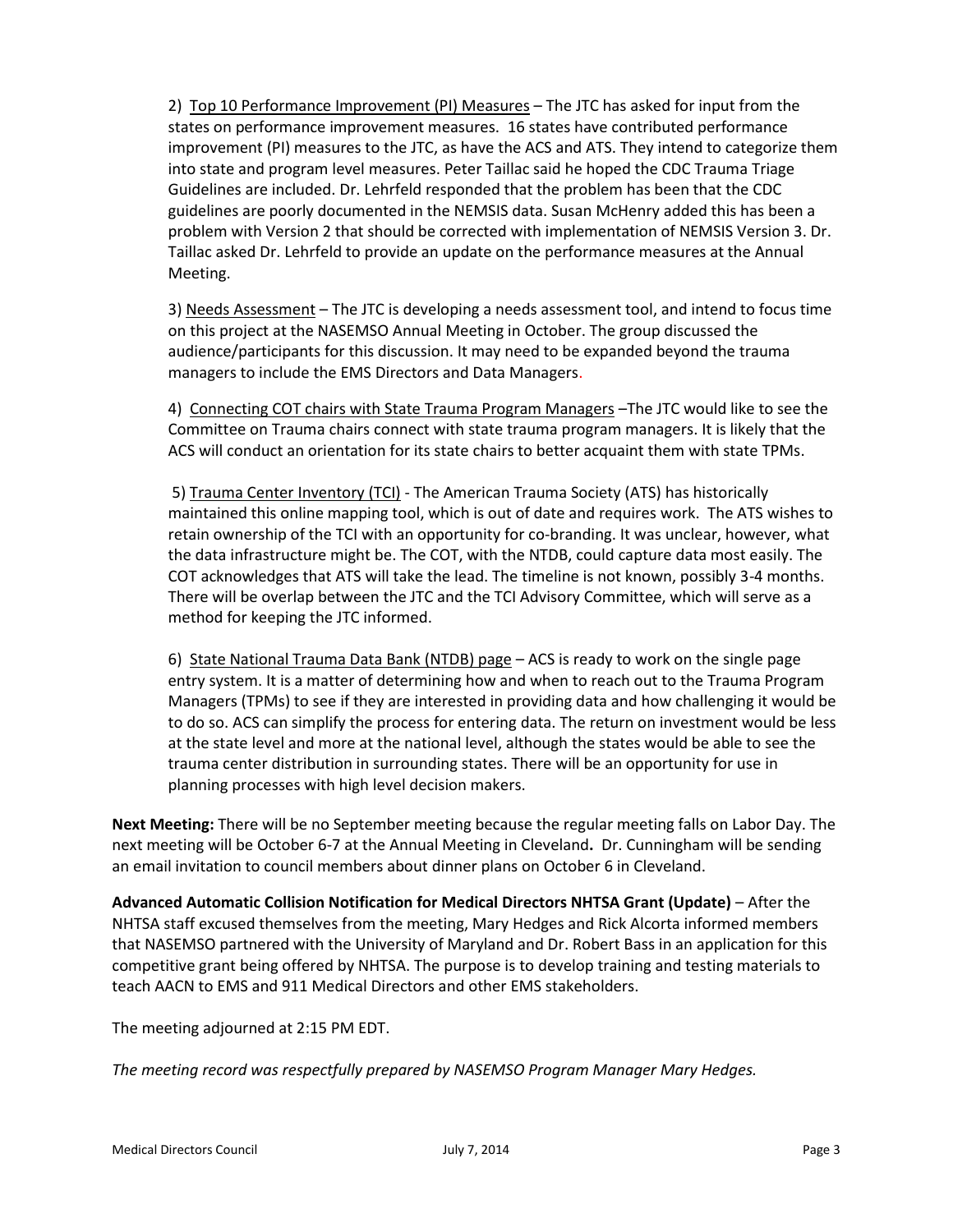2) Top 10 Performance Improvement (PI) Measures – The JTC has asked for input from the states on performance improvement measures. 16 states have contributed performance improvement (PI) measures to the JTC, as have the ACS and ATS. They intend to categorize them into state and program level measures. Peter Taillac said he hoped the CDC Trauma Triage Guidelines are included. Dr. Lehrfeld responded that the problem has been that the CDC guidelines are poorly documented in the NEMSIS data. Susan McHenry added this has been a problem with Version 2 that should be corrected with implementation of NEMSIS Version 3. Dr. Taillac asked Dr. Lehrfeld to provide an update on the performance measures at the Annual Meeting.

3) Needs Assessment – The JTC is developing a needs assessment tool, and intend to focus time on this project at the NASEMSO Annual Meeting in October. The group discussed the audience/participants for this discussion. It may need to be expanded beyond the trauma managers to include the EMS Directors and Data Managers.

4) Connecting COT chairs with State Trauma Program Managers –The JTC would like to see the Committee on Trauma chairs connect with state trauma program managers. It is likely that the ACS will conduct an orientation for its state chairs to better acquaint them with state TPMs.

5) Trauma Center Inventory (TCI) - The American Trauma Society (ATS) has historically maintained this online mapping tool, which is out of date and requires work. The ATS wishes to retain ownership of the TCI with an opportunity for co-branding. It was unclear, however, what the data infrastructure might be. The COT, with the NTDB, could capture data most easily. The COT acknowledges that ATS will take the lead. The timeline is not known, possibly 3-4 months. There will be overlap between the JTC and the TCI Advisory Committee, which will serve as a method for keeping the JTC informed.

6) State National Trauma Data Bank (NTDB) page – ACS is ready to work on the single page entry system. It is a matter of determining how and when to reach out to the Trauma Program Managers (TPMs) to see if they are interested in providing data and how challenging it would be to do so. ACS can simplify the process for entering data. The return on investment would be less at the state level and more at the national level, although the states would be able to see the trauma center distribution in surrounding states. There will be an opportunity for use in planning processes with high level decision makers.

**Next Meeting:** There will be no September meeting because the regular meeting falls on Labor Day. The next meeting will be October 6-7 at the Annual Meeting in Cleveland**.** Dr. Cunningham will be sending an email invitation to council members about dinner plans on October 6 in Cleveland.

**Advanced Automatic Collision Notification for Medical Directors NHTSA Grant (Update)** – After the NHTSA staff excused themselves from the meeting, Mary Hedges and Rick Alcorta informed members that NASEMSO partnered with the University of Maryland and Dr. Robert Bass in an application for this competitive grant being offered by NHTSA. The purpose is to develop training and testing materials to teach AACN to EMS and 911 Medical Directors and other EMS stakeholders.

The meeting adjourned at 2:15 PM EDT.

*The meeting record was respectfully prepared by NASEMSO Program Manager Mary Hedges.*